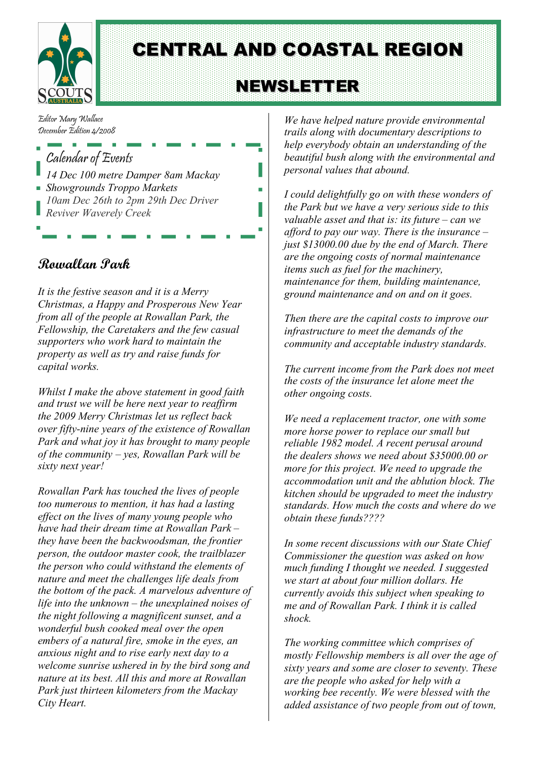# CENTRAL AND COASTAL REGION

# NEWSLETTER

Editor Mary Wallace
December Edition 4/2008

## Calendar of Events

*14 Dec 100 metre Damper 8am Mackay*
*Showgrounds Troppo Markets*
*10am Dec 26th to 2pm 29th Dec Driver Reviver Waverely Creek*

## Rowallan Park

*It is the festive season and it is a Merry Christmas, a Happy and Prosperous New Year from all of the people at Rowallan Park, the Fellowship, the Caretakers and the few casual supporters who work hard to maintain the property as well as try and raise funds for capital works.*

*Whilst I make the above statement in good faith and trust we will be here next year to reaffirm the 2009 Merry Christmas let us reflect back over fifty-nine years of the existence of Rowallan Park and what joy it has brought to many people of the community – yes, Rowallan Park will be sixty next year!*

*Rowallan Park has touched the lives of people too numerous to mention, it has had a lasting effect on the lives of many young people who have had their dream time at Rowallan Park – they have been the backwoodsman, the frontier person, the outdoor master cook, the trailblazer the person who could withstand the elements of nature and meet the challenges life deals from the bottom of the pack. A marvelous adventure of life into the unknown – the unexplained noises of the night following a magnificent sunset, and a wonderful bush cooked meal over the open embers of a natural fire, smoke in the eyes, an anxious night and to rise early next day to a welcome sunrise ushered in by the bird song and nature at its best. All this and more at Rowallan Park just thirteen kilometers from the Mackay City Heart.*

*We have helped nature provide environmental trails along with documentary descriptions to help everybody obtain an understanding of the beautiful bush along with the environmental and personal values that abound.*

*I could delightfully go on with these wonders of the Park but we have a very serious side to this valuable asset and that is: its future – can we afford to pay our way. There is the insurance – just $13000.00 due by the end of March. There are the ongoing costs of normal maintenance items such as fuel for the machinery, maintenance for them, building maintenance, ground maintenance and on and on it goes.*

*Then there are the capital costs to improve our infrastructure to meet the demands of the community and acceptable industry standards.*

*The current income from the Park does not meet the costs of the insurance let alone meet the other ongoing costs.*

*We need a replacement tractor, one with some more horse power to replace our small but reliable 1982 model. A recent perusal around the dealers shows we need about $35000.00 or more for this project. We need to upgrade the accommodation unit and the ablution block. The kitchen should be upgraded to meet the industry standards. How much the costs and where do we obtain these funds????*

*In some recent discussions with our State Chief Commissioner the question was asked on how much funding I thought we needed. I suggested we start at about four million dollars. He currently avoids this subject when speaking to me and of Rowallan Park. I think it is called shock.*

*The working committee which comprises of mostly Fellowship members is all over the age of sixty years and some are closer to seventy. These are the people who asked for help with a working bee recently. We were blessed with the added assistance of two people from out of town,*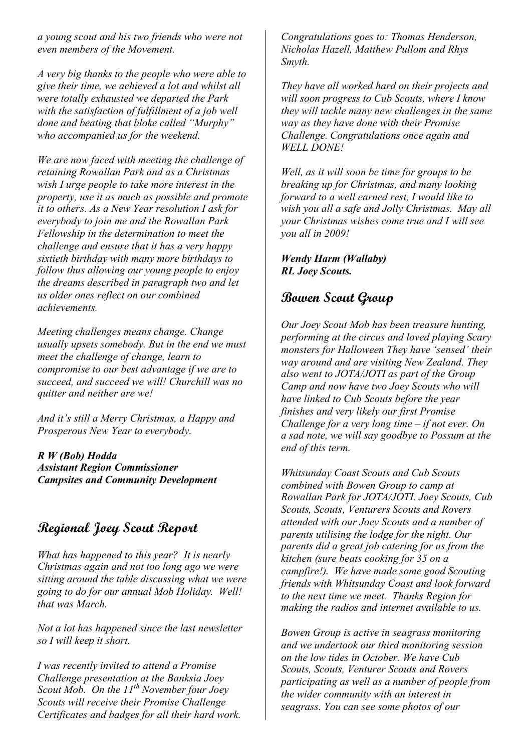*a young scout and his two friends who were not even members of the Movement.*

*A very big thanks to the people who were able to give their time, we achieved a lot and whilst all were totally exhausted we departed the Park with the satisfaction of fulfillment of a job well done and beating that bloke called "Murphy" who accompanied us for the weekend.*

*We are now faced with meeting the challenge of retaining Rowallan Park and as a Christmas wish I urge people to take more interest in the property, use it as much as possible and promote it to others. As a New Year resolution I ask for everybody to join me and the Rowallan Park Fellowship in the determination to meet the challenge and ensure that it has a very happy sixtieth birthday with many more birthdays to follow thus allowing our young people to enjoy the dreams described in paragraph two and let us older ones reflect on our combined achievements.*

*Meeting challenges means change. Change usually upsets somebody. But in the end we must meet the challenge of change, learn to compromise to our best advantage if we are to succeed, and succeed we will! Churchill was no quitter and neither are we!*

*And it's still a Merry Christmas, a Happy and Prosperous New Year to everybody.*

***R W (Bob) Hodda***
***Assistant Region Commissioner***
***Campsites and Community Development***

## Regional Joey Scout Report

*What has happened to this year? It is nearly Christmas again and not too long ago we were sitting around the table discussing what we were going to do for our annual Mob Holiday. Well! that was March.*

*Not a lot has happened since the last newsletter so I will keep it short.*

*I was recently invited to attend a Promise Challenge presentation at the Banksia Joey Scout Mob. On the 11th November four Joey Scouts will receive their Promise Challenge Certificates and badges for all their hard work.*

*Congratulations goes to: Thomas Henderson, Nicholas Hazell, Matthew Pullom and Rhys Smyth.*

*They have all worked hard on their projects and will soon progress to Cub Scouts, where I know they will tackle many new challenges in the same way as they have done with their Promise Challenge. Congratulations once again and WELL DONE!*

*Well, as it will soon be time for groups to be breaking up for Christmas, and many looking forward to a well earned rest, I would like to wish you all a safe and Jolly Christmas. May all your Christmas wishes come true and I will see you all in 2009!*

***Wendy Harm (Wallaby)***
***RL Joey Scouts.***

## Bowen Scout Group

*Our Joey Scout Mob has been treasure hunting, performing at the circus and loved playing Scary monsters for Halloween They have 'sensed' their way around and are visiting New Zealand. They also went to JOTA/JOTI as part of the Group Camp and now have two Joey Scouts who will have linked to Cub Scouts before the year finishes and very likely our first Promise Challenge for a very long time – if not ever. On a sad note, we will say goodbye to Possum at the end of this term.*

*Whitsunday Coast Scouts and Cub Scouts combined with Bowen Group to camp at Rowallan Park for JOTA/JOTI. Joey Scouts, Cub Scouts, Scouts, Venturers Scouts and Rovers attended with our Joey Scouts and a number of parents utilising the lodge for the night. Our parents did a great job catering for us from the kitchen (sure beats cooking for 35 on a campfire!). We have made some good Scouting friends with Whitsunday Coast and look forward to the next time we meet. Thanks Region for making the radios and internet available to us.*

*Bowen Group is active in seagrass monitoring and we undertook our third monitoring session on the low tides in October. We have Cub Scouts, Scouts, Venturer Scouts and Rovers participating as well as a number of people from the wider community with an interest in seagrass. You can see some photos of our*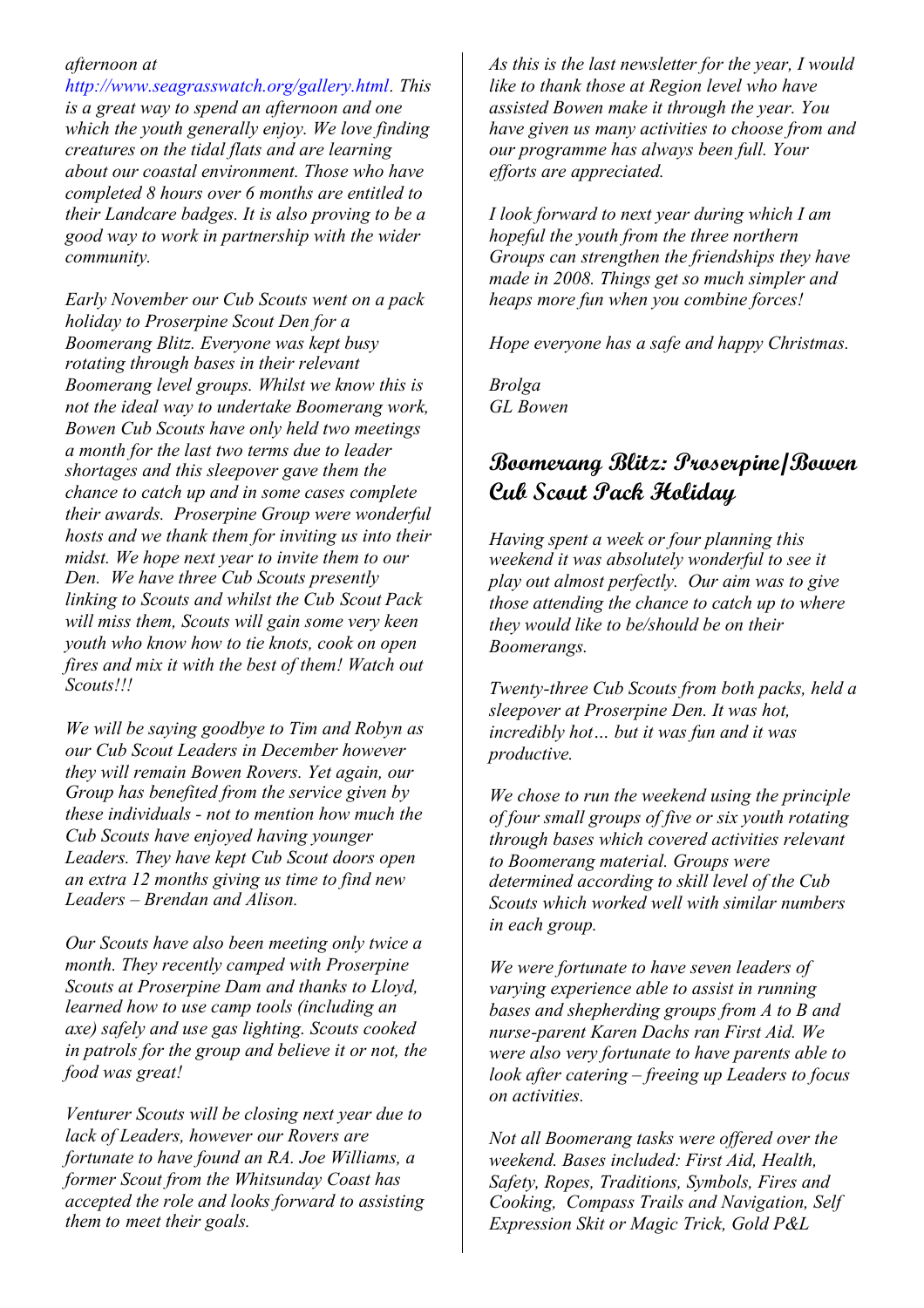*afternoon at http://www.seagrasswatch.org/gallery.html. This is a great way to spend an afternoon and one which the youth generally enjoy. We love finding creatures on the tidal flats and are learning about our coastal environment. Those who have completed 8 hours over 6 months are entitled to their Landcare badges. It is also proving to be a good way to work in partnership with the wider community.*

*Early November our Cub Scouts went on a pack holiday to Proserpine Scout Den for a Boomerang Blitz. Everyone was kept busy rotating through bases in their relevant Boomerang level groups. Whilst we know this is not the ideal way to undertake Boomerang work, Bowen Cub Scouts have only held two meetings a month for the last two terms due to leader shortages and this sleepover gave them the chance to catch up and in some cases complete their awards. Proserpine Group were wonderful hosts and we thank them for inviting us into their midst. We hope next year to invite them to our Den. We have three Cub Scouts presently linking to Scouts and whilst the Cub Scout Pack will miss them, Scouts will gain some very keen youth who know how to tie knots, cook on open fires and mix it with the best of them! Watch out Scouts!!!*

*We will be saying goodbye to Tim and Robyn as our Cub Scout Leaders in December however they will remain Bowen Rovers. Yet again, our Group has benefited from the service given by these individuals - not to mention how much the Cub Scouts have enjoyed having younger Leaders. They have kept Cub Scout doors open an extra 12 months giving us time to find new Leaders – Brendan and Alison.*

*Our Scouts have also been meeting only twice a month. They recently camped with Proserpine Scouts at Proserpine Dam and thanks to Lloyd, learned how to use camp tools (including an axe) safely and use gas lighting. Scouts cooked in patrols for the group and believe it or not, the food was great!*

*Venturer Scouts will be closing next year due to lack of Leaders, however our Rovers are fortunate to have found an RA. Joe Williams, a former Scout from the Whitsunday Coast has accepted the role and looks forward to assisting them to meet their goals.*

*As this is the last newsletter for the year, I would like to thank those at Region level who have assisted Bowen make it through the year. You have given us many activities to choose from and our programme has always been full. Your efforts are appreciated.*

*I look forward to next year during which I am hopeful the youth from the three northern Groups can strengthen the friendships they have made in 2008. Things get so much simpler and heaps more fun when you combine forces!*

*Hope everyone has a safe and happy Christmas.*

*Brolga*
*GL Bowen*

## Boomerang Blitz: Proserpine/Bowen Cub Scout Pack Holiday

*Having spent a week or four planning this weekend it was absolutely wonderful to see it play out almost perfectly. Our aim was to give those attending the chance to catch up to where they would like to be/should be on their Boomerangs.*

*Twenty-three Cub Scouts from both packs, held a sleepover at Proserpine Den. It was hot, incredibly hot… but it was fun and it was productive.*

*We chose to run the weekend using the principle of four small groups of five or six youth rotating through bases which covered activities relevant to Boomerang material. Groups were determined according to skill level of the Cub Scouts which worked well with similar numbers in each group.*

*We were fortunate to have seven leaders of varying experience able to assist in running bases and shepherding groups from A to B and nurse-parent Karen Dachs ran First Aid. We were also very fortunate to have parents able to look after catering – freeing up Leaders to focus on activities.*

*Not all Boomerang tasks were offered over the weekend. Bases included: First Aid, Health, Safety, Ropes, Traditions, Symbols, Fires and Cooking, Compass Trails and Navigation, Self Expression Skit or Magic Trick, Gold P&L*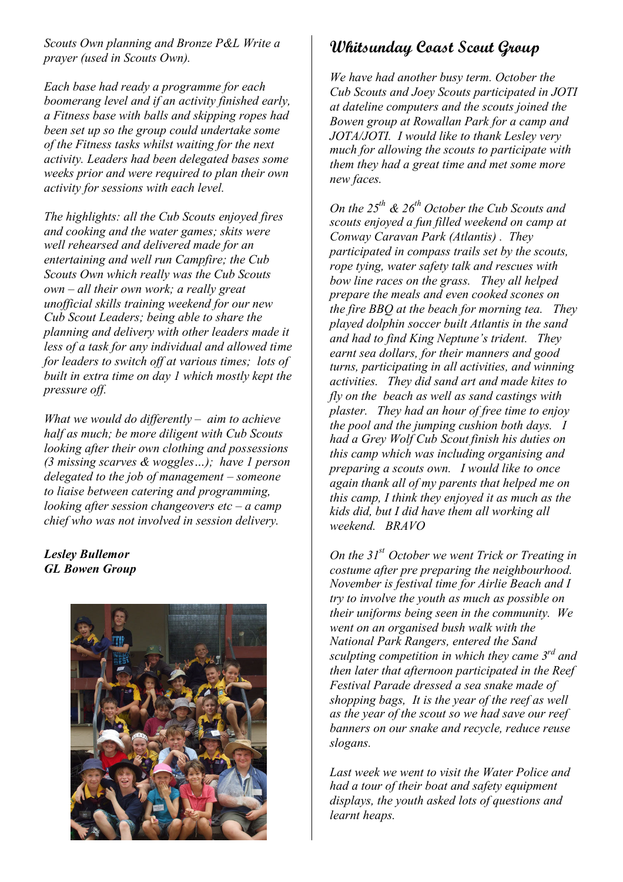*Scouts Own planning and Bronze P&L Write a prayer (used in Scouts Own).*

*Each base had ready a programme for each boomerang level and if an activity finished early, a Fitness base with balls and skipping ropes had been set up so the group could undertake some of the Fitness tasks whilst waiting for the next activity. Leaders had been delegated bases some weeks prior and were required to plan their own activity for sessions with each level.*

*The highlights: all the Cub Scouts enjoyed fires and cooking and the water games; skits were well rehearsed and delivered made for an entertaining and well run Campfire; the Cub Scouts Own which really was the Cub Scouts own – all their own work; a really great unofficial skills training weekend for our new Cub Scout Leaders; being able to share the planning and delivery with other leaders made it less of a task for any individual and allowed time for leaders to switch off at various times; lots of built in extra time on day 1 which mostly kept the pressure off.*

*What we would do differently – aim to achieve half as much; be more diligent with Cub Scouts looking after their own clothing and possessions (3 missing scarves & woggles…); have 1 person delegated to the job of management – someone to liaise between catering and programming, looking after session changeovers etc – a camp chief who was not involved in session delivery.*

***Lesley Bullemor***
***GL Bowen Group***

## Whitsunday Coast Scout Group

*We have had another busy term. October the Cub Scouts and Joey Scouts participated in JOTI at dateline computers and the scouts joined the Bowen group at Rowallan Park for a camp and JOTA/JOTI. I would like to thank Lesley very much for allowing the scouts to participate with them they had a great time and met some more new faces.*

*On the 25th & 26th October the Cub Scouts and scouts enjoyed a fun filled weekend on camp at Conway Caravan Park (Atlantis) . They participated in compass trails set by the scouts, rope tying, water safety talk and rescues with bow line races on the grass. They all helped prepare the meals and even cooked scones on the fire BBQ at the beach for morning tea. They played dolphin soccer built Atlantis in the sand and had to find King Neptune's trident. They earnt sea dollars, for their manners and good turns, participating in all activities, and winning activities. They did sand art and made kites to fly on the beach as well as sand castings with plaster. They had an hour of free time to enjoy the pool and the jumping cushion both days. I had a Grey Wolf Cub Scout finish his duties on this camp which was including organising and preparing a scouts own. I would like to once again thank all of my parents that helped me on this camp, I think they enjoyed it as much as the kids did, but I did have them all working all weekend. BRAVO*

*On the 31st October we went Trick or Treating in costume after pre preparing the neighbourhood. November is festival time for Airlie Beach and I try to involve the youth as much as possible on their uniforms being seen in the community. We went on an organised bush walk with the National Park Rangers, entered the Sand sculpting competition in which they came 3rd and then later that afternoon participated in the Reef Festival Parade dressed a sea snake made of shopping bags, It is the year of the reef as well as the year of the scout so we had save our reef banners on our snake and recycle, reduce reuse slogans.*

*Last week we went to visit the Water Police and had a tour of their boat and safety equipment displays, the youth asked lots of questions and learnt heaps.*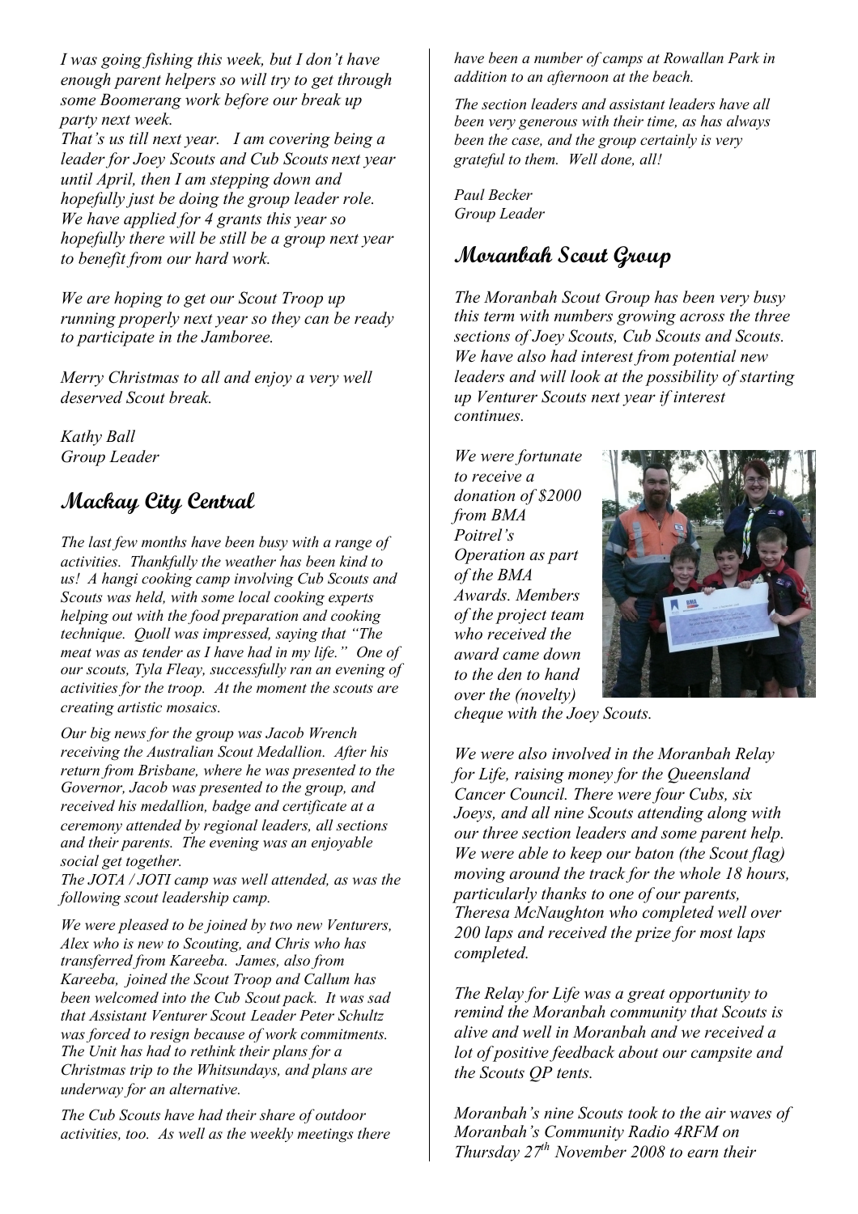*I was going fishing this week, but I don't have enough parent helpers so will try to get through some Boomerang work before our break up party next week.*
*That's us till next year. I am covering being a leader for Joey Scouts and Cub Scouts next year until April, then I am stepping down and hopefully just be doing the group leader role. We have applied for 4 grants this year so hopefully there will be still be a group next year to benefit from our hard work.*

*We are hoping to get our Scout Troop up running properly next year so they can be ready to participate in the Jamboree.*

*Merry Christmas to all and enjoy a very well deserved Scout break.*

*Kathy Ball*
*Group Leader*

## Mackay City Central

*The last few months have been busy with a range of activities. Thankfully the weather has been kind to us! A hangi cooking camp involving Cub Scouts and Scouts was held, with some local cooking experts helping out with the food preparation and cooking technique. Quoll was impressed, saying that "The meat was as tender as I have had in my life." One of our scouts, Tyla Fleay, successfully ran an evening of activities for the troop. At the moment the scouts are creating artistic mosaics.*

*Our big news for the group was Jacob Wrench receiving the Australian Scout Medallion. After his return from Brisbane, where he was presented to the Governor, Jacob was presented to the group, and received his medallion, badge and certificate at a ceremony attended by regional leaders, all sections and their parents. The evening was an enjoyable social get together.*
*The JOTA / JOTI camp was well attended, as was the following scout leadership camp.*

*We were pleased to be joined by two new Venturers, Alex who is new to Scouting, and Chris who has transferred from Kareeba. James, also from Kareeba, joined the Scout Troop and Callum has been welcomed into the Cub Scout pack. It was sad that Assistant Venturer Scout Leader Peter Schultz was forced to resign because of work commitments. The Unit has had to rethink their plans for a Christmas trip to the Whitsundays, and plans are underway for an alternative.*

*The Cub Scouts have had their share of outdoor activities, too. As well as the weekly meetings there have been a number of camps at Rowallan Park in addition to an afternoon at the beach.*

*The section leaders and assistant leaders have all been very generous with their time, as has always been the case, and the group certainly is very grateful to them. Well done, all!*

*Paul Becker*
*Group Leader*

## Moranbah Scout Group

*The Moranbah Scout Group has been very busy this term with numbers growing across the three sections of Joey Scouts, Cub Scouts and Scouts. We have also had interest from potential new leaders and will look at the possibility of starting up Venturer Scouts next year if interest continues.*

*We were fortunate to receive a donation of \$2000 from BMA Poitrel's Operation as part of the BMA Awards. Members of the project team who received the award came down to the den to hand over the (novelty) cheque with the Joey Scouts.*

*We were also involved in the Moranbah Relay for Life, raising money for the Queensland Cancer Council. There were four Cubs, six Joeys, and all nine Scouts attending along with our three section leaders and some parent help. We were able to keep our baton (the Scout flag) moving around the track for the whole 18 hours, particularly thanks to one of our parents, Theresa McNaughton who completed well over 200 laps and received the prize for most laps completed.*

*The Relay for Life was a great opportunity to remind the Moranbah community that Scouts is alive and well in Moranbah and we received a lot of positive feedback about our campsite and the Scouts QP tents.*

*Moranbah's nine Scouts took to the air waves of Moranbah's Community Radio 4RFM on Thursday 27th November 2008 to earn their*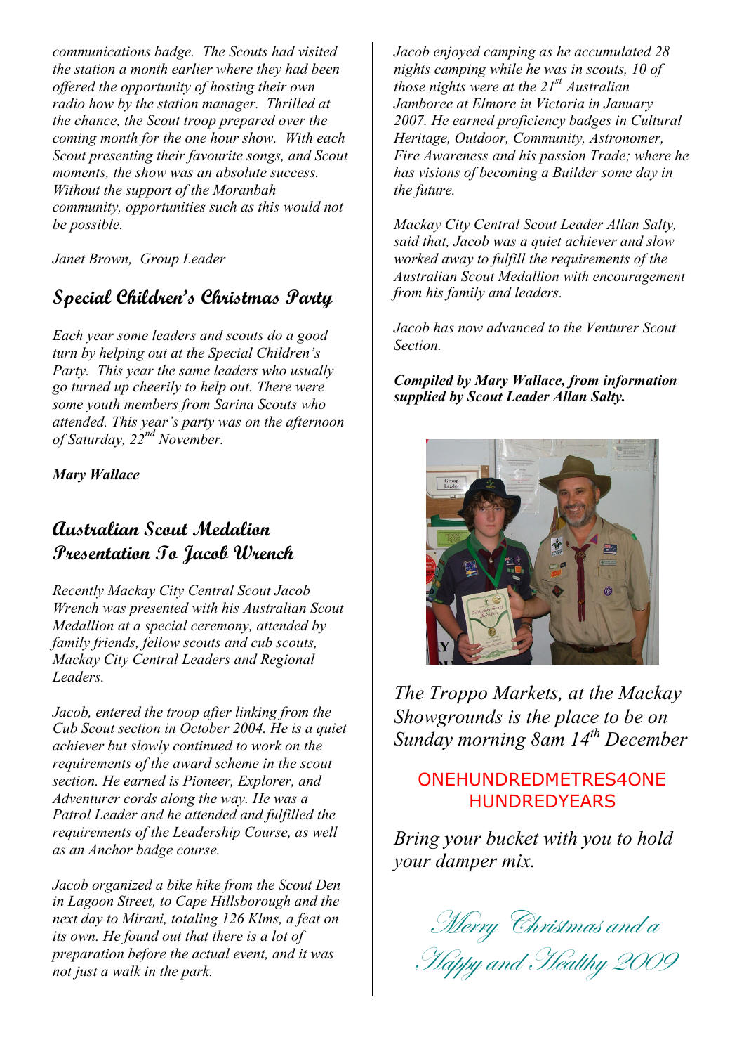*communications badge. The Scouts had visited the station a month earlier where they had been offered the opportunity of hosting their own radio how by the station manager. Thrilled at the chance, the Scout troop prepared over the coming month for the one hour show. With each Scout presenting their favourite songs, and Scout moments, the show was an absolute success. Without the support of the Moranbah community, opportunities such as this would not be possible.*

*Janet Brown, Group Leader*

## Special Children's Christmas Party

*Each year some leaders and scouts do a good turn by helping out at the Special Children's Party. This year the same leaders who usually go turned up cheerily to help out. There were some youth members from Sarina Scouts who attended. This year's party was on the afternoon of Saturday, 22nd November.*

***Mary Wallace***

## Australian Scout Medalion Presentation To Jacob Wrench

*Recently Mackay City Central Scout Jacob Wrench was presented with his Australian Scout Medallion at a special ceremony, attended by family friends, fellow scouts and cub scouts, Mackay City Central Leaders and Regional Leaders.*

*Jacob, entered the troop after linking from the Cub Scout section in October 2004. He is a quiet achiever but slowly continued to work on the requirements of the award scheme in the scout section. He earned is Pioneer, Explorer, and Adventurer cords along the way. He was a Patrol Leader and he attended and fulfilled the requirements of the Leadership Course, as well as an Anchor badge course.*

*Jacob organized a bike hike from the Scout Den in Lagoon Street, to Cape Hillsborough and the next day to Mirani, totaling 126 Klms, a feat on its own. He found out that there is a lot of preparation before the actual event, and it was not just a walk in the park.*

*Jacob enjoyed camping as he accumulated 28 nights camping while he was in scouts, 10 of those nights were at the 21st Australian Jamboree at Elmore in Victoria in January 2007. He earned proficiency badges in Cultural Heritage, Outdoor, Community, Astronomer, Fire Awareness and his passion Trade; where he has visions of becoming a Builder some day in the future.*

*Mackay City Central Scout Leader Allan Salty, said that, Jacob was a quiet achiever and slow worked away to fulfill the requirements of the Australian Scout Medallion with encouragement from his family and leaders.*

*Jacob has now advanced to the Venturer Scout Section.*

***Compiled by Mary Wallace, from information supplied by Scout Leader Allan Salty.***

*The Troppo Markets, at the Mackay Showgrounds is the place to be on Sunday morning 8am 14th December*

ONEHUNDREDMETRES4ONE HUNDREDYEARS

*Bring your bucket with you to hold your damper mix.*

*Merry Christmas and a Happy and Healthy 2009*